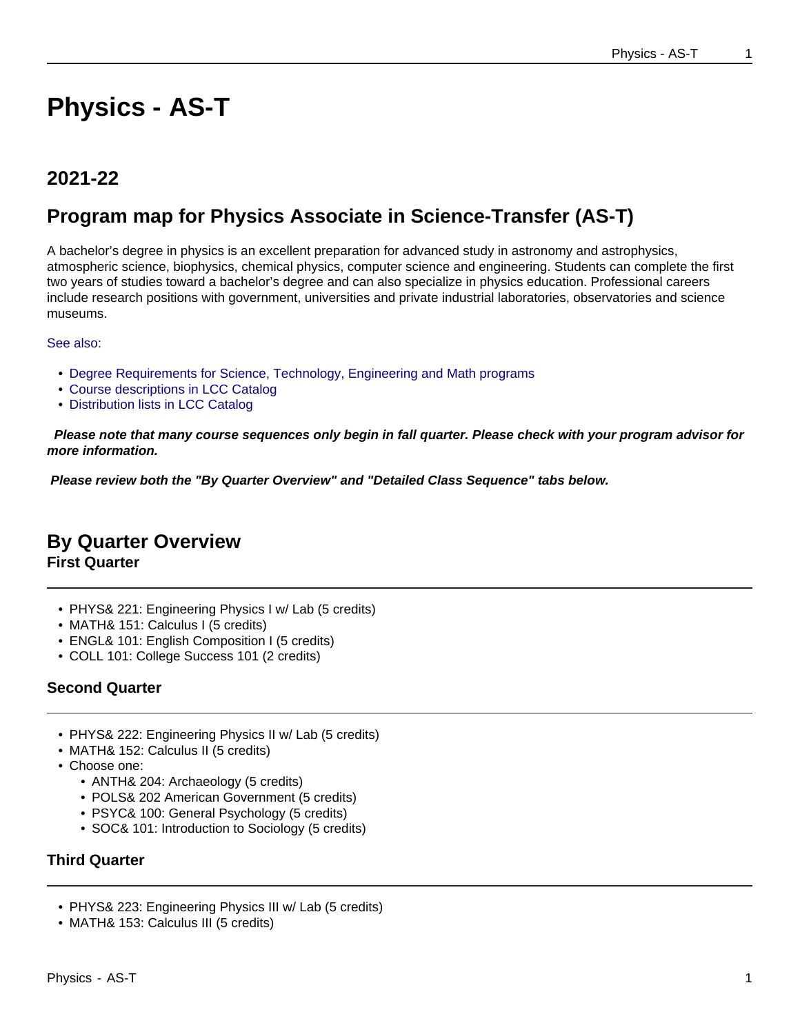# Physics - AS-T

## 2021-22

## Program map for Physics Associate in Science-Transfer (AS-T)

A bachelor's degree in physics is an excellent preparation for advanced study in astronomy and astrophysics, atmospheric science, biophysics, chemical physics, computer science and engineering. Students can complete the first two years of studies toward a bachelor's degree and can also specialize in physics education. Professional careers include research positions with government, universities and private industrial laboratories, observatories and science museums.

See also:

- Degree Requirements for Science, Technology, Engineering and Math programs
- Course descriptions in LCC Catalog
- Distribution lists in LCC Catalog

***Please note that many course sequences only begin in fall quarter. Please check with your program advisor for more information.***

***Please review both the "By Quarter Overview" and "Detailed Class Sequence" tabs below.***

## By Quarter Overview

### First Quarter

- PHYS& 221: Engineering Physics I w/ Lab (5 credits)
- MATH& 151: Calculus I (5 credits)
- ENGL& 101: English Composition I (5 credits)
- COLL 101: College Success 101 (2 credits)

### Second Quarter

- PHYS& 222: Engineering Physics II w/ Lab (5 credits)
- MATH& 152: Calculus II (5 credits)
- Choose one:
  - ANTH& 204: Archaeology (5 credits)
  - POLS& 202 American Government (5 credits)
  - PSYC& 100: General Psychology (5 credits)
  - SOC& 101: Introduction to Sociology (5 credits)

### Third Quarter

- PHYS& 223: Engineering Physics III w/ Lab (5 credits)
- MATH& 153: Calculus III (5 credits)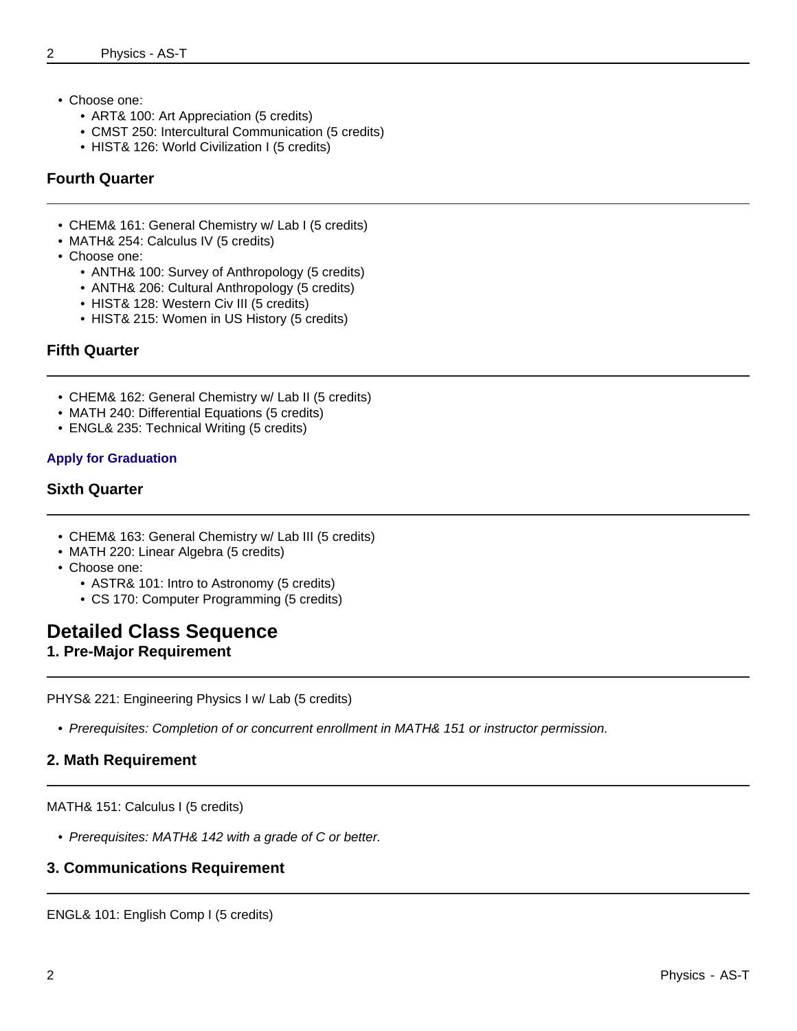- Choose one:
  - ART& 100: Art Appreciation (5 credits)
  - CMST 250: Intercultural Communication (5 credits)
  - HIST& 126: World Civilization I (5 credits)

### Fourth Quarter

- CHEM& 161: General Chemistry w/ Lab I (5 credits)
- MATH& 254: Calculus IV (5 credits)
- Choose one:
  - ANTH& 100: Survey of Anthropology (5 credits)
  - ANTH& 206: Cultural Anthropology (5 credits)
  - HIST& 128: Western Civ III (5 credits)
  - HIST& 215: Women in US History (5 credits)

### Fifth Quarter

- CHEM& 162: General Chemistry w/ Lab II (5 credits)
- MATH 240: Differential Equations (5 credits)
- ENGL& 235: Technical Writing (5 credits)

**Apply for Graduation**

### Sixth Quarter

- CHEM& 163: General Chemistry w/ Lab III (5 credits)
- MATH 220: Linear Algebra (5 credits)
- Choose one:
  - ASTR& 101: Intro to Astronomy (5 credits)
  - CS 170: Computer Programming (5 credits)

## Detailed Class Sequence

### 1. Pre-Major Requirement

PHYS& 221: Engineering Physics I w/ Lab (5 credits)

- *Prerequisites: Completion of or concurrent enrollment in MATH& 151 or instructor permission.*

### 2. Math Requirement

MATH& 151: Calculus I (5 credits)

- *Prerequisites: MATH& 142 with a grade of C or better.*

### 3. Communications Requirement

ENGL& 101: English Comp I (5 credits)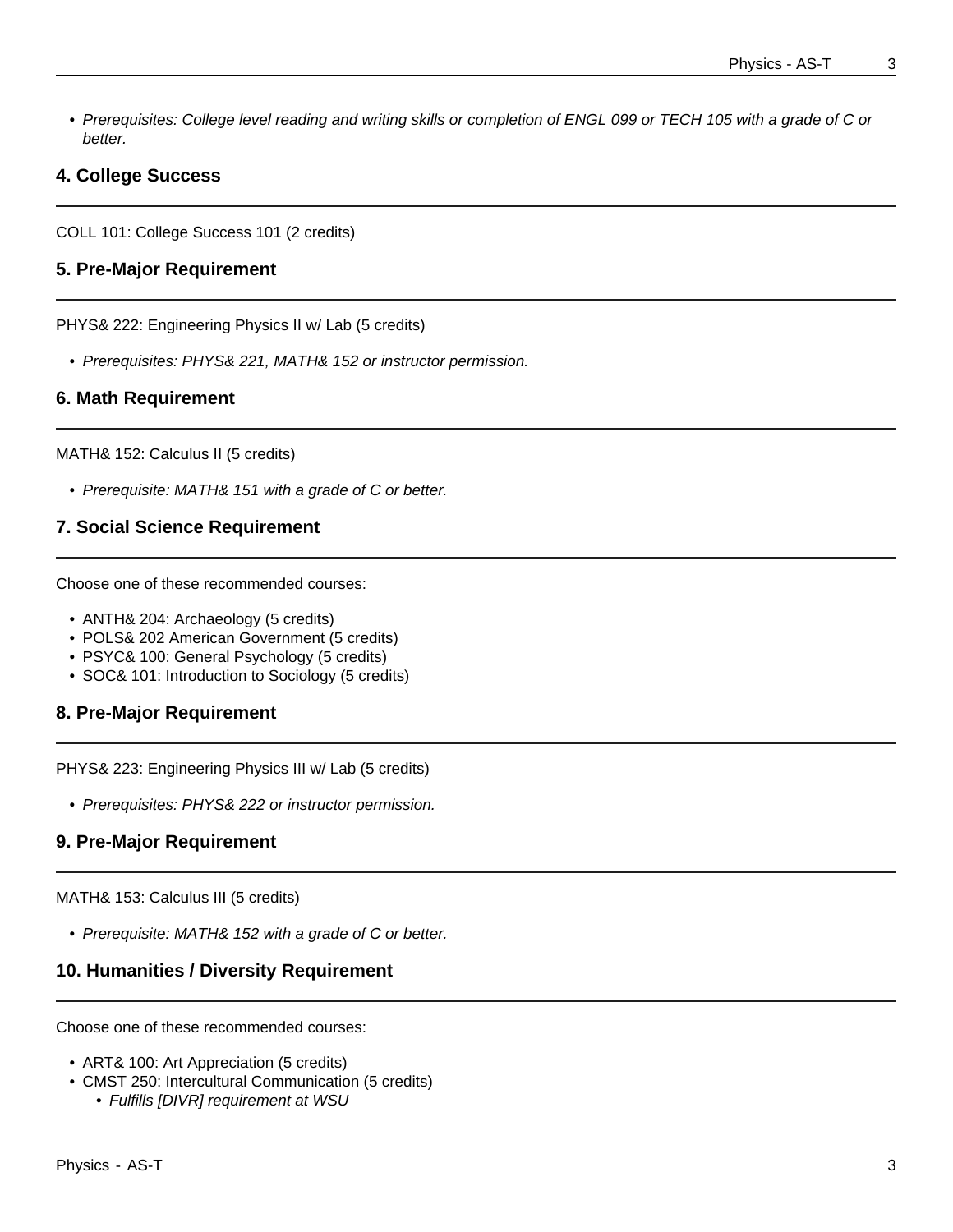- *Prerequisites: College level reading and writing skills or completion of ENGL 099 or TECH 105 with a grade of C or better.*

## 4. College Success

COLL 101: College Success 101 (2 credits)

## 5. Pre-Major Requirement

PHYS& 222: Engineering Physics II w/ Lab (5 credits)

- *Prerequisites: PHYS& 221, MATH& 152 or instructor permission.*

## 6. Math Requirement

MATH& 152: Calculus II (5 credits)

- *Prerequisite: MATH& 151 with a grade of C or better.*

## 7. Social Science Requirement

Choose one of these recommended courses:

- ANTH& 204: Archaeology (5 credits)
- POLS& 202 American Government (5 credits)
- PSYC& 100: General Psychology (5 credits)
- SOC& 101: Introduction to Sociology (5 credits)

## 8. Pre-Major Requirement

PHYS& 223: Engineering Physics III w/ Lab (5 credits)

- *Prerequisites: PHYS& 222 or instructor permission.*

## 9. Pre-Major Requirement

MATH& 153: Calculus III (5 credits)

- *Prerequisite: MATH& 152 with a grade of C or better.*

## 10. Humanities / Diversity Requirement

Choose one of these recommended courses:

- ART& 100: Art Appreciation (5 credits)
- CMST 250: Intercultural Communication (5 credits)
  - *Fulfills [DIVR] requirement at WSU*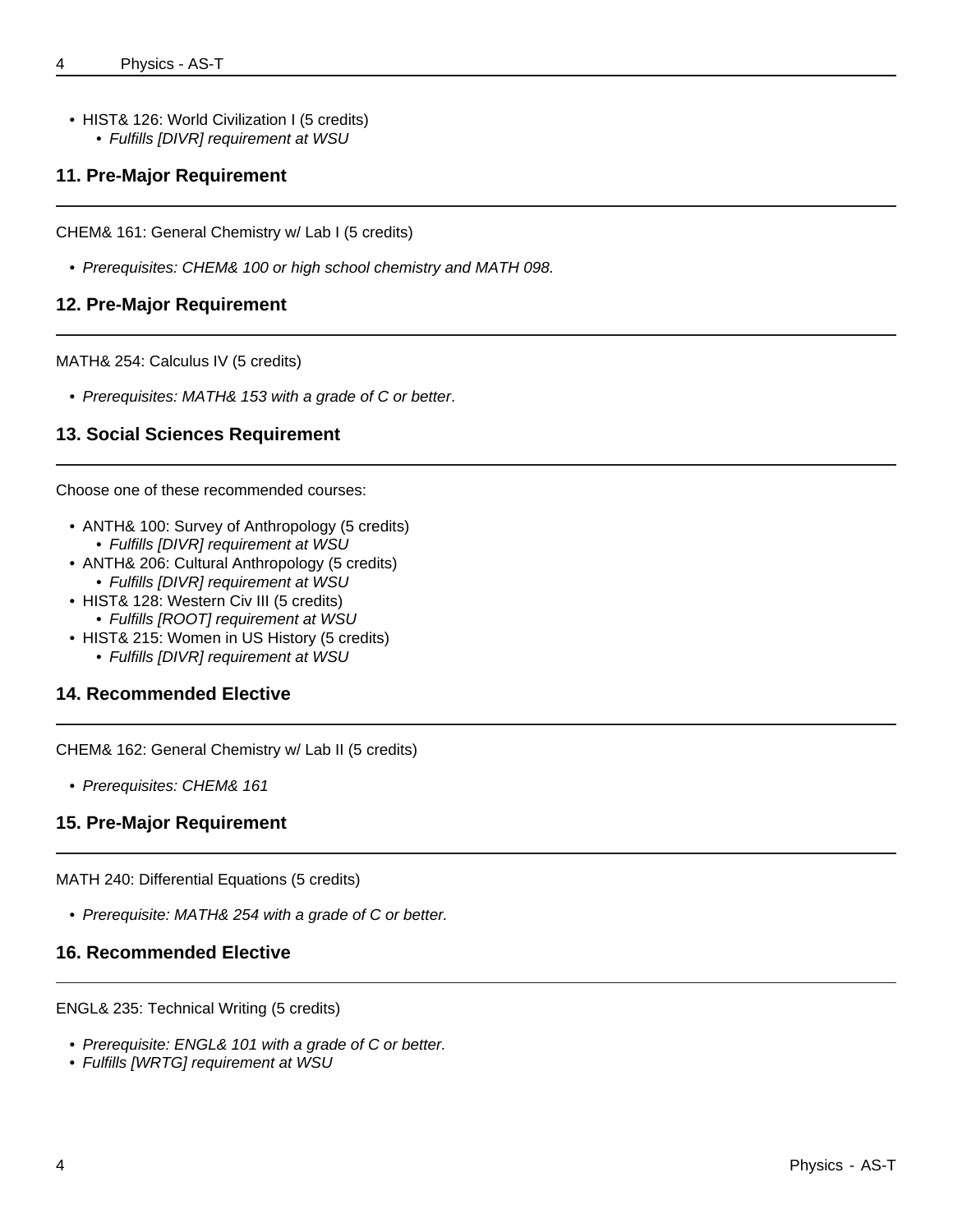- HIST& 126: World Civilization I (5 credits)
  - *Fulfills [DIVR] requirement at WSU*

## 11. Pre-Major Requirement

CHEM& 161: General Chemistry w/ Lab I (5 credits)

- *Prerequisites: CHEM& 100 or high school chemistry and MATH 098.*

## 12. Pre-Major Requirement

MATH& 254: Calculus IV (5 credits)

- *Prerequisites: MATH& 153 with a grade of C or better*.

## 13. Social Sciences Requirement

Choose one of these recommended courses:

- ANTH& 100: Survey of Anthropology (5 credits)
  - *Fulfills [DIVR] requirement at WSU*
- ANTH& 206: Cultural Anthropology (5 credits)
  - *Fulfills [DIVR] requirement at WSU*
- HIST& 128: Western Civ III (5 credits)
  - *Fulfills [ROOT] requirement at WSU*
- HIST& 215: Women in US History (5 credits)
  - *Fulfills [DIVR] requirement at WSU*

## 14. Recommended Elective

CHEM& 162: General Chemistry w/ Lab II (5 credits)

- *Prerequisites: CHEM& 161*

## 15. Pre-Major Requirement

MATH 240: Differential Equations (5 credits)

- *Prerequisite: MATH& 254 with a grade of C or better.*

## 16. Recommended Elective

ENGL& 235: Technical Writing (5 credits)

- *Prerequisite: ENGL& 101 with a grade of C or better.*
- *Fulfills [WRTG] requirement at WSU*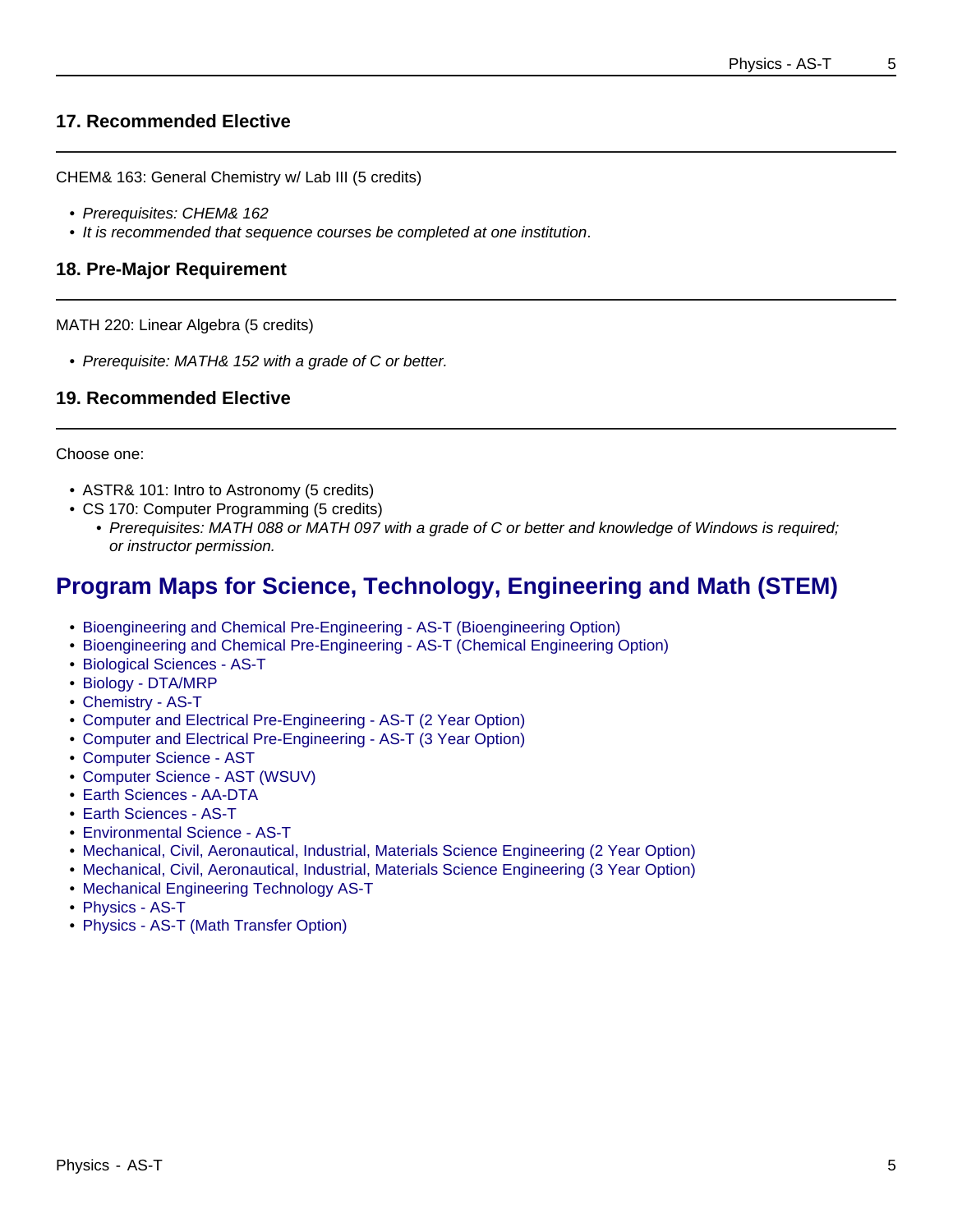### 17. Recommended Elective

CHEM& 163: General Chemistry w/ Lab III (5 credits)

- *Prerequisites: CHEM& 162*
- *It is recommended that sequence courses be completed at one institution*.

### 18. Pre-Major Requirement

MATH 220: Linear Algebra (5 credits)

- *Prerequisite: MATH& 152 with a grade of C or better.*

### 19. Recommended Elective

Choose one:

- ASTR& 101: Intro to Astronomy (5 credits)
- CS 170: Computer Programming (5 credits)
  - *Prerequisites: MATH 088 or MATH 097 with a grade of C or better and knowledge of Windows is required; or instructor permission.*

## Program Maps for Science, Technology, Engineering and Math (STEM)

- Bioengineering and Chemical Pre-Engineering - AS-T (Bioengineering Option)
- Bioengineering and Chemical Pre-Engineering - AS-T (Chemical Engineering Option)
- Biological Sciences - AS-T
- Biology - DTA/MRP
- Chemistry - AS-T
- Computer and Electrical Pre-Engineering - AS-T (2 Year Option)
- Computer and Electrical Pre-Engineering - AS-T (3 Year Option)
- Computer Science - AST
- Computer Science - AST (WSUV)
- Earth Sciences - AA-DTA
- Earth Sciences - AS-T
- Environmental Science - AS-T
- Mechanical, Civil, Aeronautical, Industrial, Materials Science Engineering (2 Year Option)
- Mechanical, Civil, Aeronautical, Industrial, Materials Science Engineering (3 Year Option)
- Mechanical Engineering Technology AS-T
- Physics - AS-T
- Physics - AS-T (Math Transfer Option)